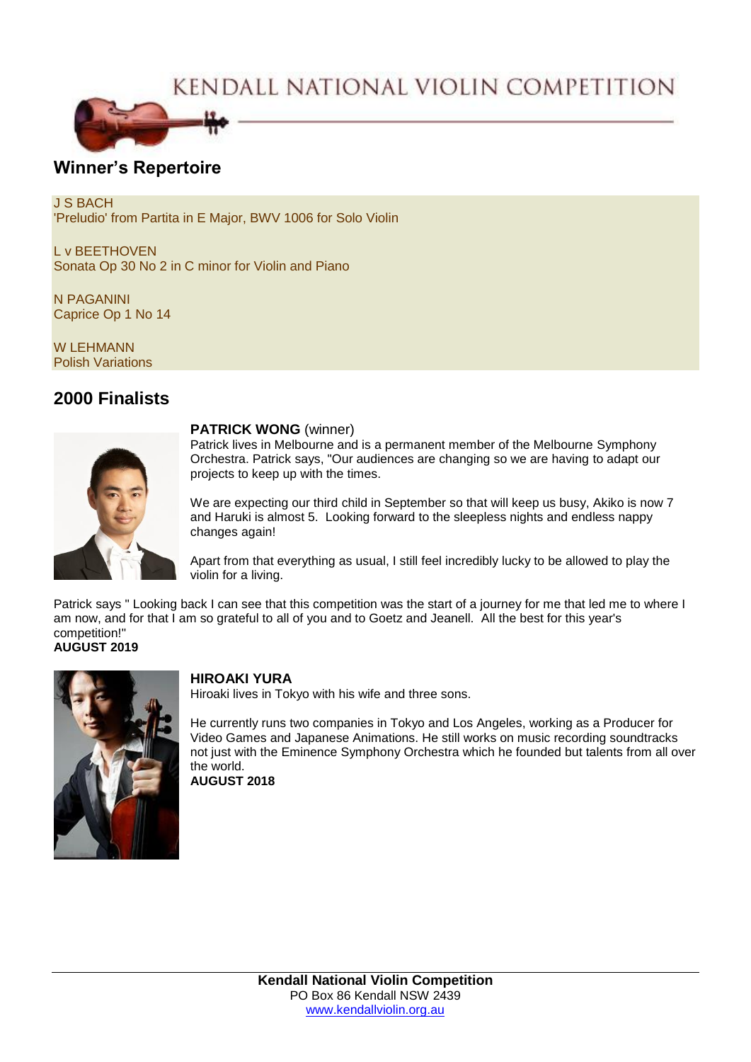# KENDALL NATIONAL VIOLIN COMPETITION

## Winner's Repertoire

J S BACH
'Preludio' from Partita in E Major, BWV 1006 for Solo Violin

L v BEETHOVEN
Sonata Op 30 No 2 in C minor for Violin and Piano

N PAGANINI
Caprice Op 1 No 14

W LEHMANN
Polish Variations

## 2000 Finalists

**PATRICK WONG** (winner)
Patrick lives in Melbourne and is a permanent member of the Melbourne Symphony Orchestra. Patrick says, "Our audiences are changing so we are having to adapt our projects to keep up with the times.

We are expecting our third child in September so that will keep us busy, Akiko is now 7 and Haruki is almost 5. Looking forward to the sleepless nights and endless nappy changes again!

Apart from that everything as usual, I still feel incredibly lucky to be allowed to play the violin for a living.

Patrick says " Looking back I can see that this competition was the start of a journey for me that led me to where I am now, and for that I am so grateful to all of you and to Goetz and Jeanell. All the best for this year's competition!"
**AUGUST 2019**

**HIROAKI YURA**
Hiroaki lives in Tokyo with his wife and three sons.

He currently runs two companies in Tokyo and Los Angeles, working as a Producer for Video Games and Japanese Animations. He still works on music recording soundtracks not just with the Eminence Symphony Orchestra which he founded but talents from all over the world.
**AUGUST 2018**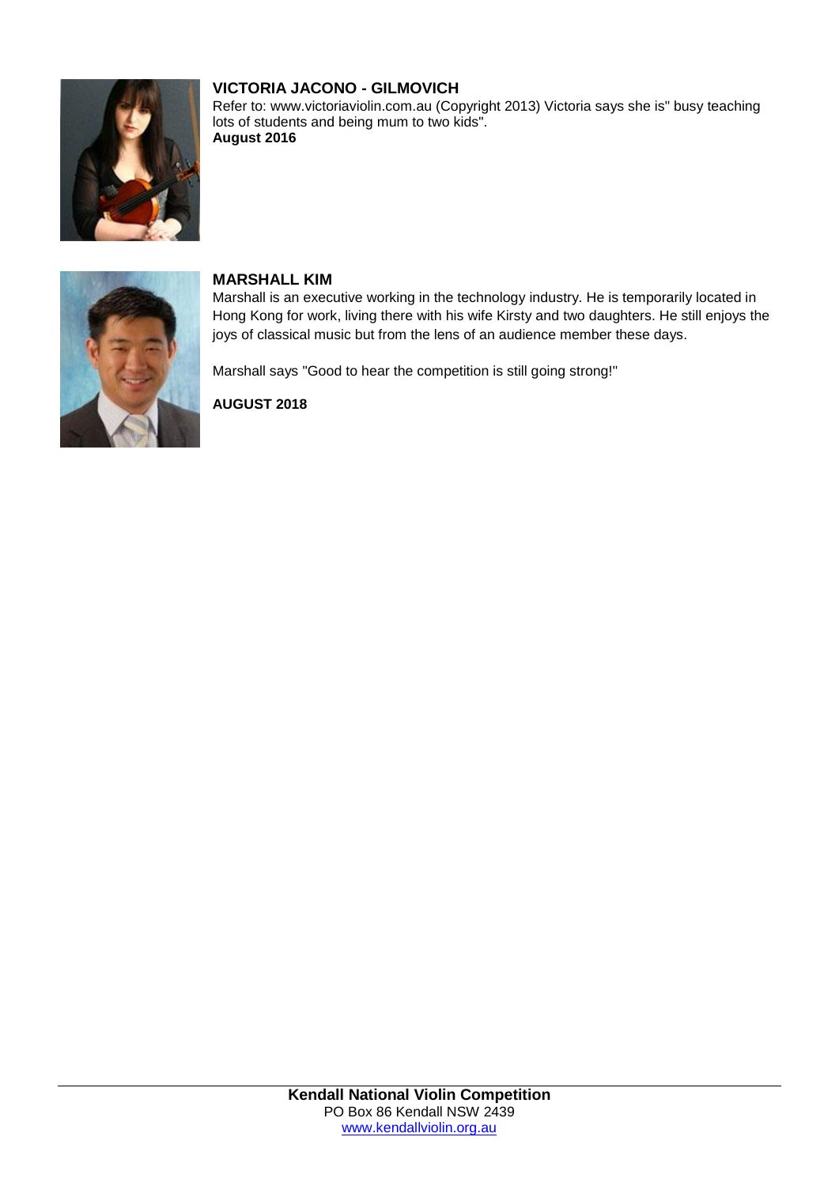### VICTORIA JACONO - GILMOVICH

Refer to: www.victoriaviolin.com.au (Copyright 2013) Victoria says she is" busy teaching lots of students and being mum to two kids".
**August 2016**

### MARSHALL KIM

Marshall is an executive working in the technology industry. He is temporarily located in Hong Kong for work, living there with his wife Kirsty and two daughters. He still enjoys the joys of classical music but from the lens of an audience member these days.

Marshall says "Good to hear the competition is still going strong!"

**AUGUST 2018**